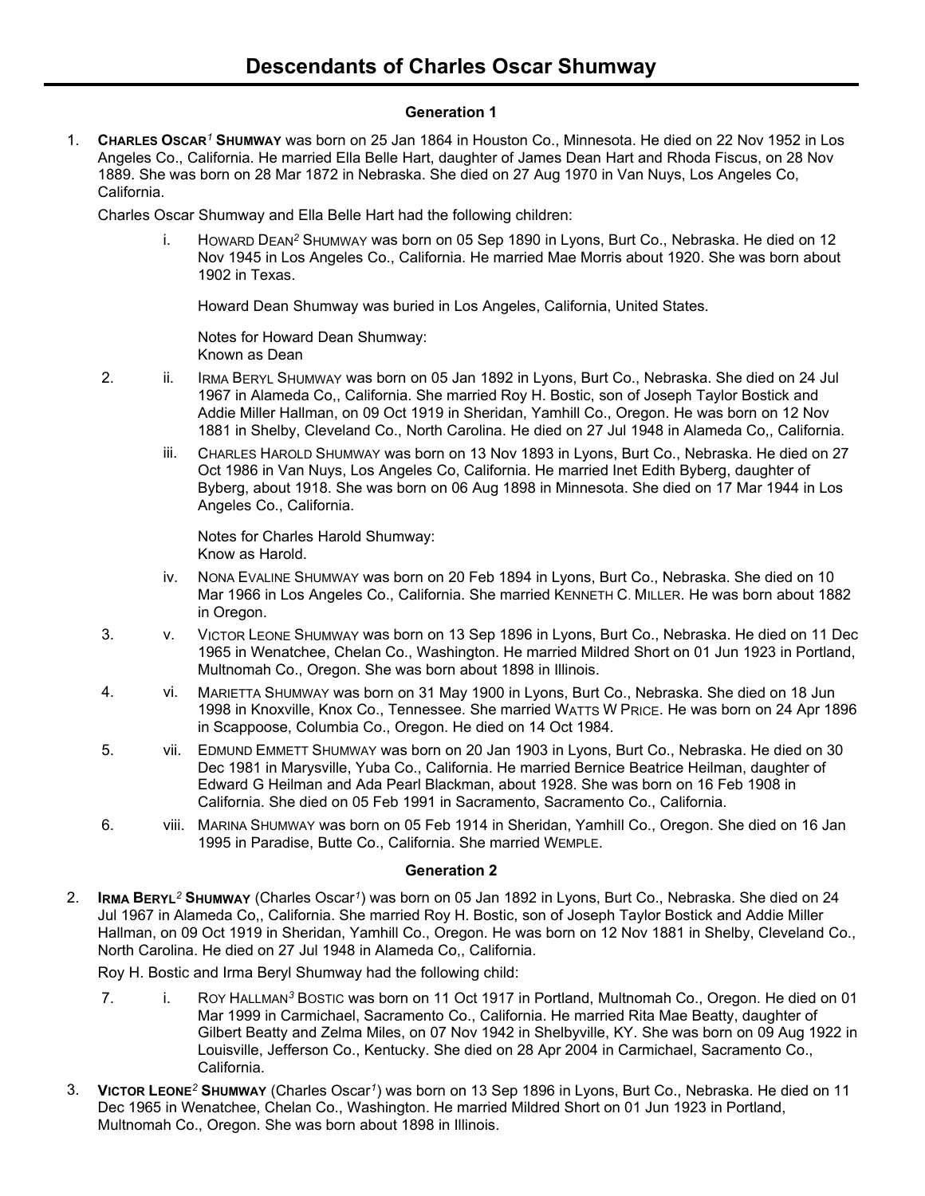# Descendants of Charles Oscar Shumway

## Generation 1

1. **CHARLES OSCAR[1] SHUMWAY** was born on 25 Jan 1864 in Houston Co., Minnesota. He died on 22 Nov 1952 in Los Angeles Co., California. He married Ella Belle Hart, daughter of James Dean Hart and Rhoda Fiscus, on 28 Nov 1889. She was born on 28 Mar 1872 in Nebraska. She died on 27 Aug 1970 in Van Nuys, Los Angeles Co, California.

   Charles Oscar Shumway and Ella Belle Hart had the following children:

   i. HOWARD DEAN[2] SHUMWAY was born on 05 Sep 1890 in Lyons, Burt Co., Nebraska. He died on 12 Nov 1945 in Los Angeles Co., California. He married Mae Morris about 1920. She was born about 1902 in Texas.

   Howard Dean Shumway was buried in Los Angeles, California, United States.

   Notes for Howard Dean Shumway:
   Known as Dean

   2. ii. IRMA BERYL SHUMWAY was born on 05 Jan 1892 in Lyons, Burt Co., Nebraska. She died on 24 Jul 1967 in Alameda Co,, California. She married Roy H. Bostic, son of Joseph Taylor Bostick and Addie Miller Hallman, on 09 Oct 1919 in Sheridan, Yamhill Co., Oregon. He was born on 12 Nov 1881 in Shelby, Cleveland Co., North Carolina. He died on 27 Jul 1948 in Alameda Co,, California.

   iii. CHARLES HAROLD SHUMWAY was born on 13 Nov 1893 in Lyons, Burt Co., Nebraska. He died on 27 Oct 1986 in Van Nuys, Los Angeles Co, California. He married Inet Edith Byberg, daughter of Byberg, about 1918. She was born on 06 Aug 1898 in Minnesota. She died on 17 Mar 1944 in Los Angeles Co., California.

   Notes for Charles Harold Shumway:
   Know as Harold.

   iv. NONA EVALINE SHUMWAY was born on 20 Feb 1894 in Lyons, Burt Co., Nebraska. She died on 10 Mar 1966 in Los Angeles Co., California. She married KENNETH C. MILLER. He was born about 1882 in Oregon.

   3. v. VICTOR LEONE SHUMWAY was born on 13 Sep 1896 in Lyons, Burt Co., Nebraska. He died on 11 Dec 1965 in Wenatchee, Chelan Co., Washington. He married Mildred Short on 01 Jun 1923 in Portland, Multnomah Co., Oregon. She was born about 1898 in Illinois.

   4. vi. MARIETTA SHUMWAY was born on 31 May 1900 in Lyons, Burt Co., Nebraska. She died on 18 Jun 1998 in Knoxville, Knox Co., Tennessee. She married WATTS W PRICE. He was born on 24 Apr 1896 in Scappoose, Columbia Co., Oregon. He died on 14 Oct 1984.

   5. vii. EDMUND EMMETT SHUMWAY was born on 20 Jan 1903 in Lyons, Burt Co., Nebraska. He died on 30 Dec 1981 in Marysville, Yuba Co., California. He married Bernice Beatrice Heilman, daughter of Edward G Heilman and Ada Pearl Blackman, about 1928. She was born on 16 Feb 1908 in California. She died on 05 Feb 1991 in Sacramento, Sacramento Co., California.

   6. viii. MARINA SHUMWAY was born on 05 Feb 1914 in Sheridan, Yamhill Co., Oregon. She died on 16 Jan 1995 in Paradise, Butte Co., California. She married WEMPLE.

## Generation 2

2. **IRMA BERYL[2] SHUMWAY** (Charles Oscar[1]) was born on 05 Jan 1892 in Lyons, Burt Co., Nebraska. She died on 24 Jul 1967 in Alameda Co,, California. She married Roy H. Bostic, son of Joseph Taylor Bostick and Addie Miller Hallman, on 09 Oct 1919 in Sheridan, Yamhill Co., Oregon. He was born on 12 Nov 1881 in Shelby, Cleveland Co., North Carolina. He died on 27 Jul 1948 in Alameda Co,, California.

   Roy H. Bostic and Irma Beryl Shumway had the following child:

   7. i. ROY HALLMAN[3] BOSTIC was born on 11 Oct 1917 in Portland, Multnomah Co., Oregon. He died on 01 Mar 1999 in Carmichael, Sacramento Co., California. He married Rita Mae Beatty, daughter of Gilbert Beatty and Zelma Miles, on 07 Nov 1942 in Shelbyville, KY. She was born on 09 Aug 1922 in Louisville, Jefferson Co., Kentucky. She died on 28 Apr 2004 in Carmichael, Sacramento Co., California.

3. **VICTOR LEONE[2] SHUMWAY** (Charles Oscar[1]) was born on 13 Sep 1896 in Lyons, Burt Co., Nebraska. He died on 11 Dec 1965 in Wenatchee, Chelan Co., Washington. He married Mildred Short on 01 Jun 1923 in Portland, Multnomah Co., Oregon. She was born about 1898 in Illinois.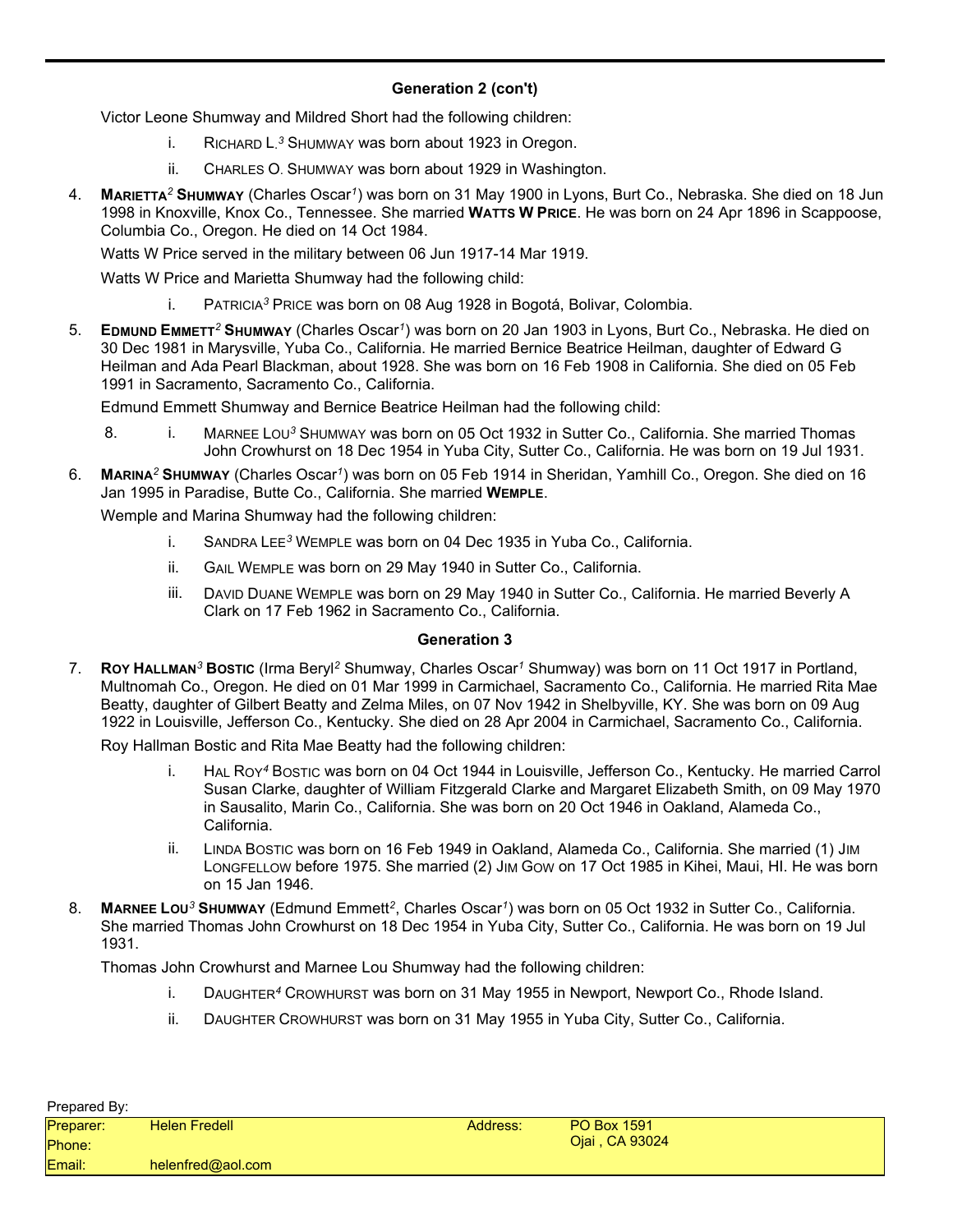### Generation 2 (con't)

Victor Leone Shumway and Mildred Short had the following children:

- i. RICHARD L.[3] SHUMWAY was born about 1923 in Oregon.
- ii. CHARLES O. SHUMWAY was born about 1929 in Washington.

4. **MARIETTA[2] SHUMWAY** (Charles Oscar[1]) was born on 31 May 1900 in Lyons, Burt Co., Nebraska. She died on 18 Jun 1998 in Knoxville, Knox Co., Tennessee. She married **WATTS W PRICE**. He was born on 24 Apr 1896 in Scappoose, Columbia Co., Oregon. He died on 14 Oct 1984.

   Watts W Price served in the military between 06 Jun 1917-14 Mar 1919.

   Watts W Price and Marietta Shumway had the following child:

   - i. PATRICIA[3] PRICE was born on 08 Aug 1928 in Bogotá, Bolivar, Colombia.

5. **EDMUND EMMETT[2] SHUMWAY** (Charles Oscar[1]) was born on 20 Jan 1903 in Lyons, Burt Co., Nebraska. He died on 30 Dec 1981 in Marysville, Yuba Co., California. He married Bernice Beatrice Heilman, daughter of Edward G Heilman and Ada Pearl Blackman, about 1928. She was born on 16 Feb 1908 in California. She died on 05 Feb 1991 in Sacramento, Sacramento Co., California.

   Edmund Emmett Shumway and Bernice Beatrice Heilman had the following child:

   - 8. i. MARNEE LOU[3] SHUMWAY was born on 05 Oct 1932 in Sutter Co., California. She married Thomas John Crowhurst on 18 Dec 1954 in Yuba City, Sutter Co., California. He was born on 19 Jul 1931.

6. **MARINA[2] SHUMWAY** (Charles Oscar[1]) was born on 05 Feb 1914 in Sheridan, Yamhill Co., Oregon. She died on 16 Jan 1995 in Paradise, Butte Co., California. She married **WEMPLE**.

   Wemple and Marina Shumway had the following children:

   - i. SANDRA LEE[3] WEMPLE was born on 04 Dec 1935 in Yuba Co., California.
   - ii. GAIL WEMPLE was born on 29 May 1940 in Sutter Co., California.
   - iii. DAVID DUANE WEMPLE was born on 29 May 1940 in Sutter Co., California. He married Beverly A Clark on 17 Feb 1962 in Sacramento Co., California.

### Generation 3

7. **ROY HALLMAN[3] BOSTIC** (Irma Beryl[2] Shumway, Charles Oscar[1] Shumway) was born on 11 Oct 1917 in Portland, Multnomah Co., Oregon. He died on 01 Mar 1999 in Carmichael, Sacramento Co., California. He married Rita Mae Beatty, daughter of Gilbert Beatty and Zelma Miles, on 07 Nov 1942 in Shelbyville, KY. She was born on 09 Aug 1922 in Louisville, Jefferson Co., Kentucky. She died on 28 Apr 2004 in Carmichael, Sacramento Co., California.

   Roy Hallman Bostic and Rita Mae Beatty had the following children:

   - i. HAL ROY[4] BOSTIC was born on 04 Oct 1944 in Louisville, Jefferson Co., Kentucky. He married Carrol Susan Clarke, daughter of William Fitzgerald Clarke and Margaret Elizabeth Smith, on 09 May 1970 in Sausalito, Marin Co., California. She was born on 20 Oct 1946 in Oakland, Alameda Co., California.
   - ii. LINDA BOSTIC was born on 16 Feb 1949 in Oakland, Alameda Co., California. She married (1) JIM LONGFELLOW before 1975. She married (2) JIM GOW on 17 Oct 1985 in Kihei, Maui, HI. He was born on 15 Jan 1946.

8. **MARNEE LOU[3] SHUMWAY** (Edmund Emmett[2], Charles Oscar[1]) was born on 05 Oct 1932 in Sutter Co., California. She married Thomas John Crowhurst on 18 Dec 1954 in Yuba City, Sutter Co., California. He was born on 19 Jul 1931.

   Thomas John Crowhurst and Marnee Lou Shumway had the following children:

   - i. DAUGHTER[4] CROWHURST was born on 31 May 1955 in Newport, Newport Co., Rhode Island.
   - ii. DAUGHTER CROWHURST was born on 31 May 1955 in Yuba City, Sutter Co., California.

Prepared By:

| | | | |
|---|---|---|---|
| Preparer: | Helen Fredell | Address: | PO Box 1591 |
| Phone: | | | Ojai , CA 93024 |
| Email: | helenfred@aol.com | | |